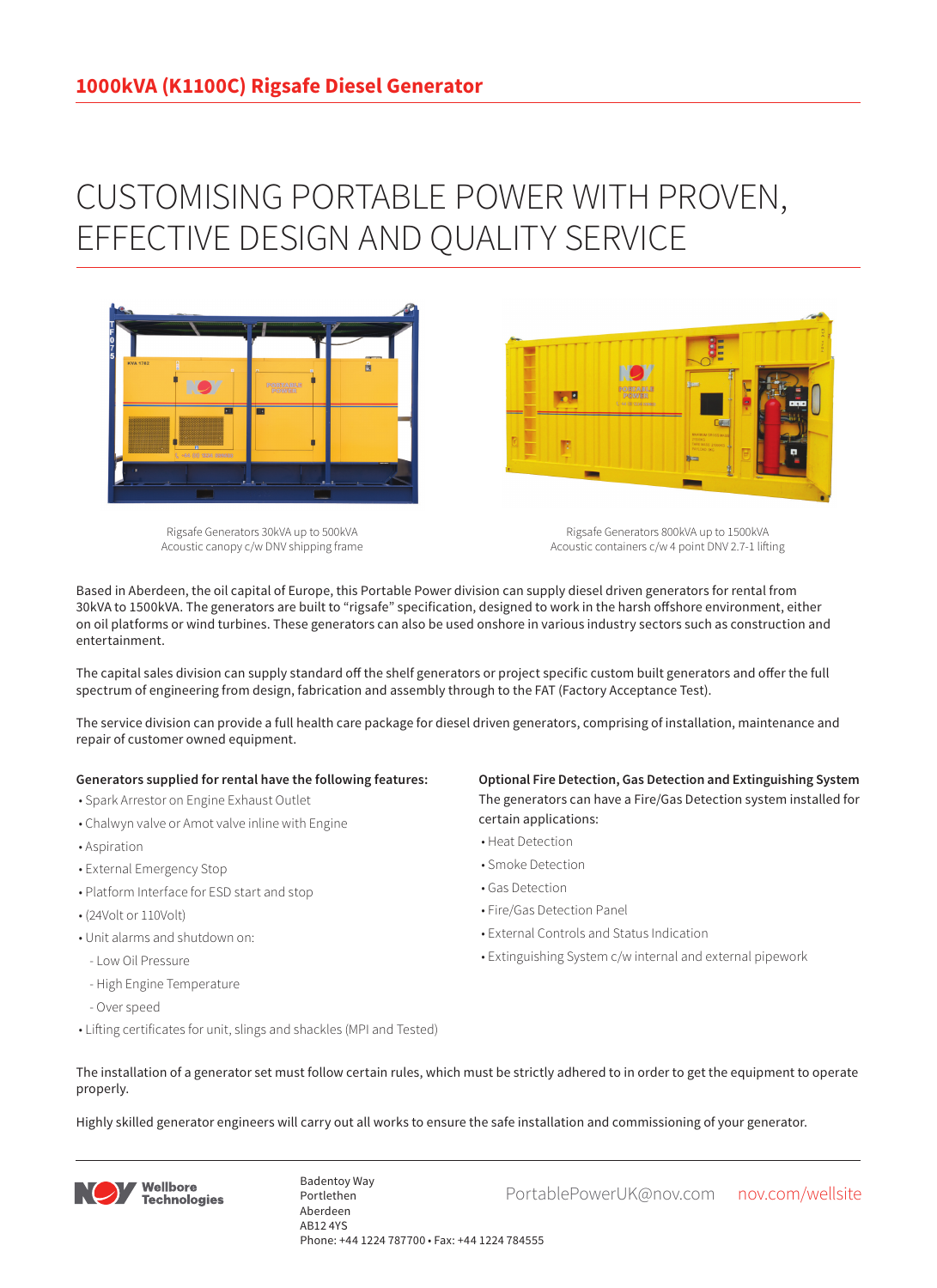# 1000kVA (K1100C) Rigsafe Diesel Generator

## CUSTOMISING PORTABLE POWER WITH PROVEN, EFFECTIVE DESIGN AND QUALITY SERVICE

Rigsafe Generators 30kVA up to 500kVA
Acoustic canopy c/w DNV shipping frame

Rigsafe Generators 800kVA up to 1500kVA
Acoustic containers c/w 4 point DNV 2.7-1 lifting

Based in Aberdeen, the oil capital of Europe, this Portable Power division can supply diesel driven generators for rental from 30kVA to 1500kVA. The generators are built to "rigsafe" specification, designed to work in the harsh offshore environment, either on oil platforms or wind turbines. These generators can also be used onshore in various industry sectors such as construction and entertainment.

The capital sales division can supply standard off the shelf generators or project specific custom built generators and offer the full spectrum of engineering from design, fabrication and assembly through to the FAT (Factory Acceptance Test).

The service division can provide a full health care package for diesel driven generators, comprising of installation, maintenance and repair of customer owned equipment.

**Generators supplied for rental have the following features:**

- Spark Arrestor on Engine Exhaust Outlet
- Chalwyn valve or Amot valve inline with Engine
- Aspiration
- External Emergency Stop
- Platform Interface for ESD start and stop
- (24Volt or 110Volt)
- Unit alarms and shutdown on:
  - Low Oil Pressure
  - High Engine Temperature
  - Over speed
- Lifting certificates for unit, slings and shackles (MPI and Tested)

**Optional Fire Detection, Gas Detection and Extinguishing System**

The generators can have a Fire/Gas Detection system installed for certain applications:

- Heat Detection
- Smoke Detection
- Gas Detection
- Fire/Gas Detection Panel
- External Controls and Status Indication
- Extinguishing System c/w internal and external pipework

The installation of a generator set must follow certain rules, which must be strictly adhered to in order to get the equipment to operate properly.

Highly skilled generator engineers will carry out all works to ensure the safe installation and commissioning of your generator.

Wellbore Technologies

Badentoy Way
Portlethen
Aberdeen
AB12 4YS
Phone: +44 1224 787700 • Fax: +44 1224 784555

PortablePowerUK@nov.com nov.com/wellsite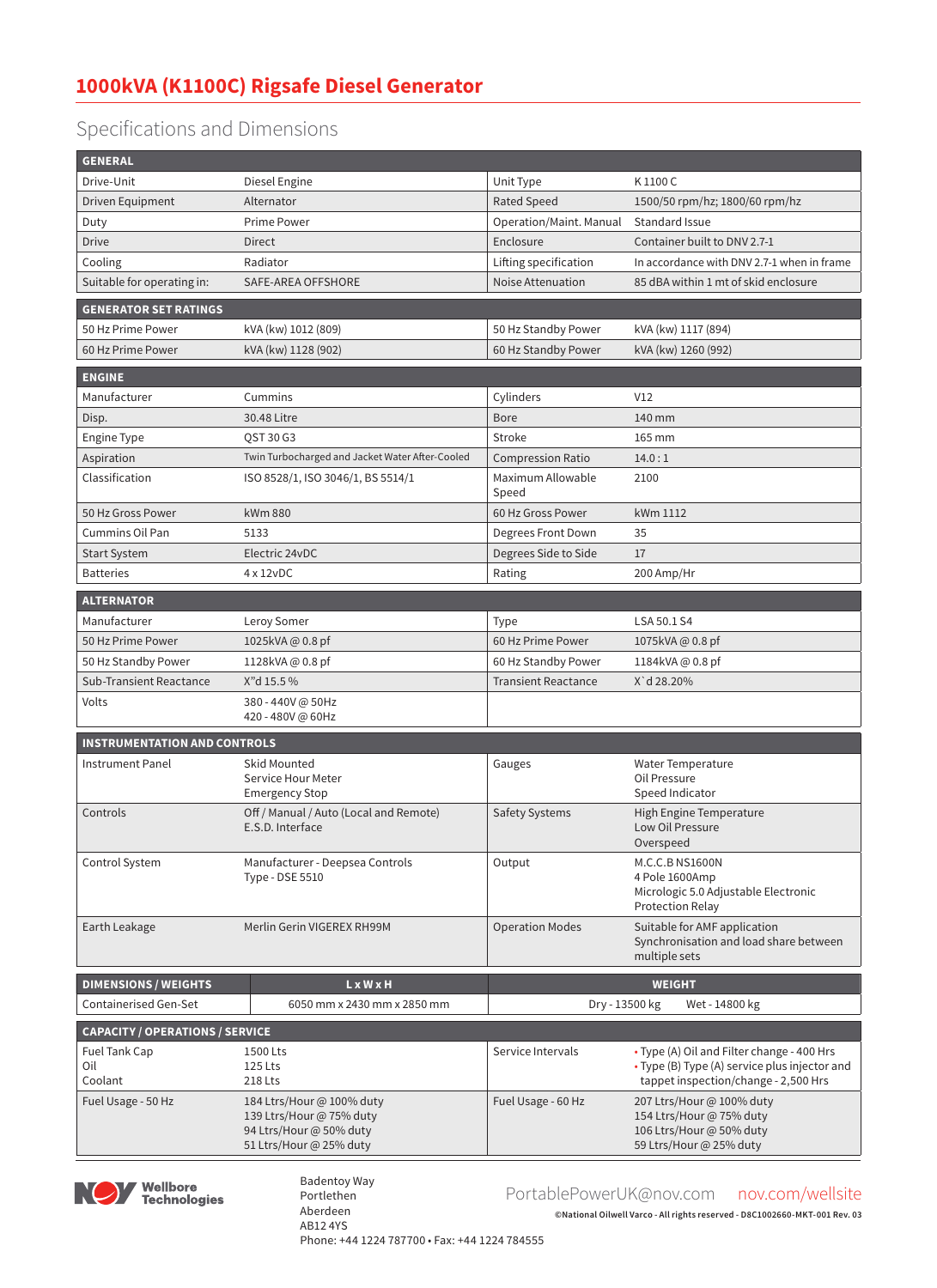# 1000kVA (K1100C) Rigsafe Diesel Generator

## Specifications and Dimensions

| GENERAL | | | |
|---|---|---|---|
| Drive-Unit | Diesel Engine | Unit Type | K 1100 C |
| Driven Equipment | Alternator | Rated Speed | 1500/50 rpm/hz; 1800/60 rpm/hz |
| Duty | Prime Power | Operation/Maint. Manual | Standard Issue |
| Drive | Direct | Enclosure | Container built to DNV 2.7-1 |
| Cooling | Radiator | Lifting specification | In accordance with DNV 2.7-1 when in frame |
| Suitable for operating in: | SAFE-AREA OFFSHORE | Noise Attenuation | 85 dBA within 1 mt of skid enclosure |

| GENERATOR SET RATINGS | | | |
|---|---|---|---|
| 50 Hz Prime Power | kVA (kw) 1012 (809) | 50 Hz Standby Power | kVA (kw) 1117 (894) |
| 60 Hz Prime Power | kVA (kw) 1128 (902) | 60 Hz Standby Power | kVA (kw) 1260 (992) |

| ENGINE | | | |
|---|---|---|---|
| Manufacturer | Cummins | Cylinders | V12 |
| Disp. | 30.48 Litre | Bore | 140 mm |
| Engine Type | QST 30 G3 | Stroke | 165 mm |
| Aspiration | Twin Turbocharged and Jacket Water After-Cooled | Compression Ratio | 14.0 : 1 |
| Classification | ISO 8528/1, ISO 3046/1, BS 5514/1 | Maximum Allowable Speed | 2100 |
| 50 Hz Gross Power | kWm 880 | 60 Hz Gross Power | kWm 1112 |
| Cummins Oil Pan | 5133 | Degrees Front Down | 35 |
| Start System | Electric 24vDC | Degrees Side to Side | 17 |
| Batteries | 4 x 12vDC | Rating | 200 Amp/Hr |

| ALTERNATOR | | | |
|---|---|---|---|
| Manufacturer | Leroy Somer | Type | LSA 50.1 S4 |
| 50 Hz Prime Power | 1025kVA @ 0.8 pf | 60 Hz Prime Power | 1075kVA @ 0.8 pf |
| 50 Hz Standby Power | 1128kVA @ 0.8 pf | 60 Hz Standby Power | 1184kVA @ 0.8 pf |
| Sub-Transient Reactance | X"d 15.5 % | Transient Reactance | X`d 28.20% |
| Volts | 380 - 440V @ 50Hz<br>420 - 480V @ 60Hz | | |

| INSTRUMENTATION AND CONTROLS | | | |
|---|---|---|---|
| Instrument Panel | Skid Mounted<br>Service Hour Meter<br>Emergency Stop | Gauges | Water Temperature<br>Oil Pressure<br>Speed Indicator |
| Controls | Off / Manual / Auto (Local and Remote)<br>E.S.D. Interface | Safety Systems | High Engine Temperature<br>Low Oil Pressure<br>Overspeed |
| Control System | Manufacturer - Deepsea Controls<br>Type - DSE 5510 | Output | M.C.C.B NS1600N<br>4 Pole 1600Amp<br>Micrologic 5.0 Adjustable Electronic Protection Relay |
| Earth Leakage | Merlin Gerin VIGEREX RH99M | Operation Modes | Suitable for AMF application<br>Synchronisation and load share between multiple sets |

| DIMENSIONS / WEIGHTS | L x W x H | WEIGHT |
|---|---|---|
| Containerised Gen-Set | 6050 mm x 2430 mm x 2850 mm | Dry - 13500 kg    Wet - 14800 kg |

| CAPACITY / OPERATIONS / SERVICE | | | |
|---|---|---|---|
| Fuel Tank Cap<br>Oil<br>Coolant | 1500 Lts<br>125 Lts<br>218 Lts | Service Intervals | • Type (A) Oil and Filter change - 400 Hrs<br>• Type (B) Type (A) service plus injector and tappet inspection/change - 2,500 Hrs |
| Fuel Usage - 50 Hz | 184 Ltrs/Hour @ 100% duty<br>139 Ltrs/Hour @ 75% duty<br>94 Ltrs/Hour @ 50% duty<br>51 Ltrs/Hour @ 25% duty | Fuel Usage - 60 Hz | 207 Ltrs/Hour @ 100% duty<br>154 Ltrs/Hour @ 75% duty<br>106 Ltrs/Hour @ 50% duty<br>59 Ltrs/Hour @ 25% duty |

Wellbore Technologies

Badentoy Way
Portlethen
Aberdeen
AB12 4YS
Phone: +44 1224 787700 • Fax: +44 1224 784555

PortablePowerUK@nov.com    nov.com/wellsite

©National Oilwell Varco - All rights reserved - D8C1002660-MKT-001 Rev. 03